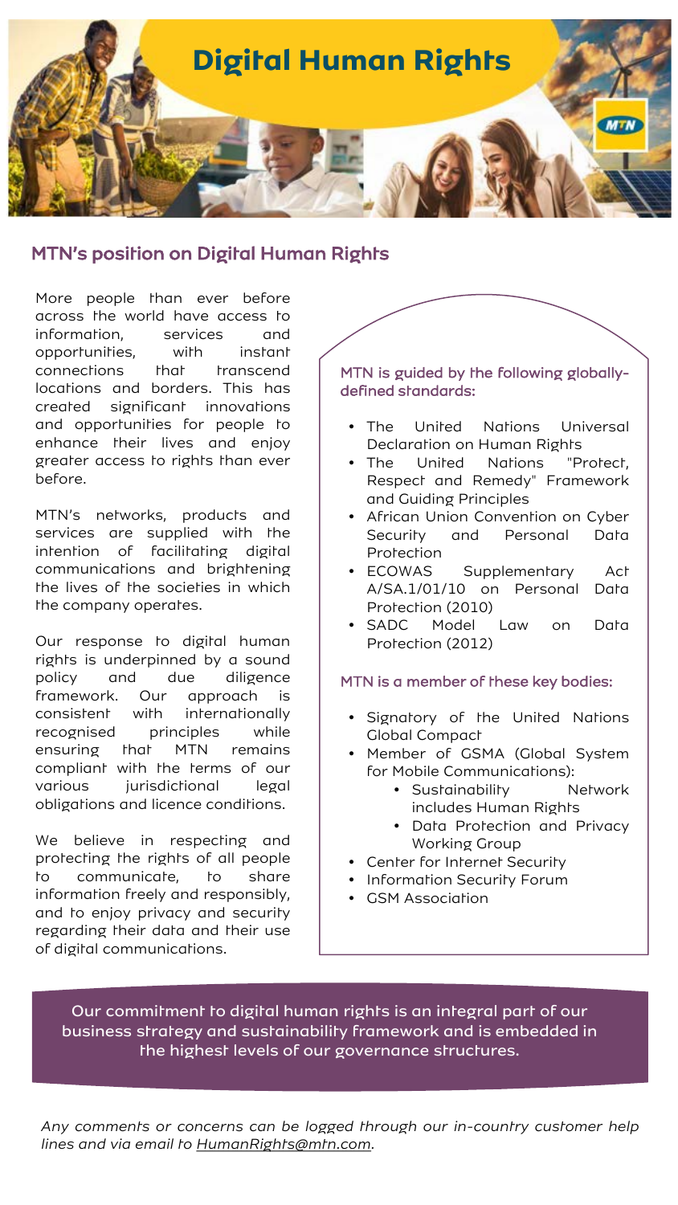# Digital Human Rights

## MTN's position on Digital Human Rights

More people than ever before across the world have access to information, services and opportunities, with instant connections that transcend locations and borders. This has created significant innovations and opportunities for people to enhance their lives and enjoy greater access to rights than ever before.

MTN's networks, products and services are supplied with the intention of facilitating digital communications and brightening the lives of the societies in which the company operates.

Our response to digital human rights is underpinned by a sound policy and due diligence framework. Our approach is consistent with internationally recognised principles while ensuring that MTN remains compliant with the terms of our various jurisdictional legal obligations and licence conditions.

We believe in respecting and protecting the rights of all people to communicate, to share information freely and responsibly, and to enjoy privacy and security regarding their data and their use of digital communications.

### MTN is guided by the following globally-defined standards:

- The United Nations Universal Declaration on Human Rights
- The United Nations "Protect, Respect and Remedy" Framework and Guiding Principles
- African Union Convention on Cyber Security and Personal Data Protection
- ECOWAS Supplementary Act A/SA.1/01/10 on Personal Data Protection (2010)
- SADC Model Law on Data Protection (2012)

### MTN is a member of these key bodies:

- Signatory of the United Nations Global Compact
- Member of GSMA (Global System for Mobile Communications):
  - Sustainability Network includes Human Rights
  - Data Protection and Privacy Working Group
- Center for Internet Security
- Information Security Forum
- GSM Association

Our commitment to digital human rights is an integral part of our business strategy and sustainability framework and is embedded in the highest levels of our governance structures.

*Any comments or concerns can be logged through our in-country customer help lines and via email to HumanRights@mtn.com.*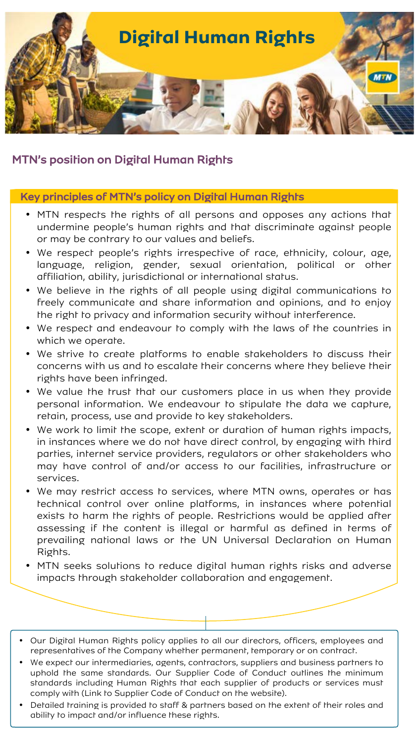# Digital Human Rights

## MTN's position on Digital Human Rights

### Key principles of MTN's policy on Digital Human Rights

- MTN respects the rights of all persons and opposes any actions that undermine people's human rights and that discriminate against people or may be contrary to our values and beliefs.
- We respect people's rights irrespective of race, ethnicity, colour, age, language, religion, gender, sexual orientation, political or other affiliation, ability, jurisdictional or international status.
- We believe in the rights of all people using digital communications to freely communicate and share information and opinions, and to enjoy the right to privacy and information security without interference.
- We respect and endeavour to comply with the laws of the countries in which we operate.
- We strive to create platforms to enable stakeholders to discuss their concerns with us and to escalate their concerns where they believe their rights have been infringed.
- We value the trust that our customers place in us when they provide personal information. We endeavour to stipulate the data we capture, retain, process, use and provide to key stakeholders.
- We work to limit the scope, extent or duration of human rights impacts, in instances where we do not have direct control, by engaging with third parties, internet service providers, regulators or other stakeholders who may have control of and/or access to our facilities, infrastructure or services.
- We may restrict access to services, where MTN owns, operates or has technical control over online platforms, in instances where potential exists to harm the rights of people. Restrictions would be applied after assessing if the content is illegal or harmful as defined in terms of prevailing national laws or the UN Universal Declaration on Human Rights.
- MTN seeks solutions to reduce digital human rights risks and adverse impacts through stakeholder collaboration and engagement.

---

- Our Digital Human Rights policy applies to all our directors, officers, employees and representatives of the Company whether permanent, temporary or on contract.
- We expect our intermediaries, agents, contractors, suppliers and business partners to uphold the same standards. Our Supplier Code of Conduct outlines the minimum standards including Human Rights that each supplier of products or services must comply with (Link to Supplier Code of Conduct on the website).
- Detailed training is provided to staff & partners based on the extent of their roles and ability to impact and/or influence these rights.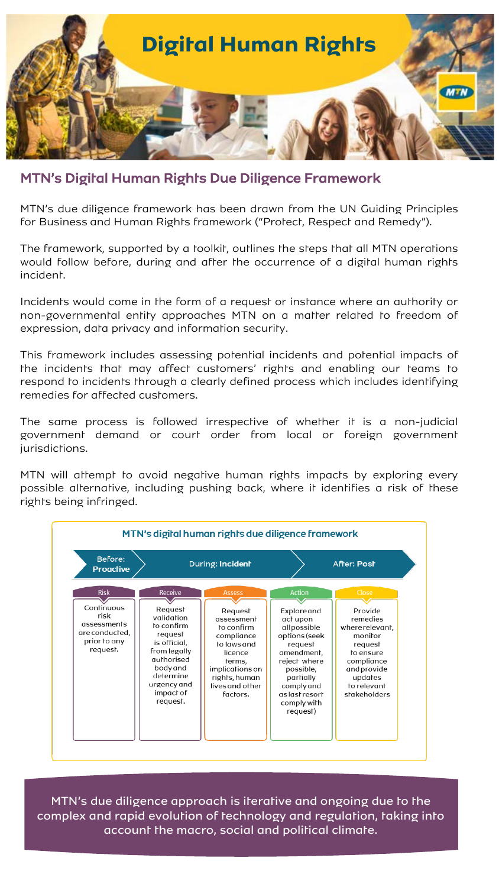# Digital Human Rights

## MTN's Digital Human Rights Due Diligence Framework

MTN's due diligence framework has been drawn from the UN Guiding Principles for Business and Human Rights framework ("Protect, Respect and Remedy").

The framework, supported by a toolkit, outlines the steps that all MTN operations would follow before, during and after the occurrence of a digital human rights incident.

Incidents would come in the form of a request or instance where an authority or non-governmental entity approaches MTN on a matter related to freedom of expression, data privacy and information security.

This framework includes assessing potential incidents and potential impacts of the incidents that may affect customers' rights and enabling our teams to respond to incidents through a clearly defined process which includes identifying remedies for affected customers.

The same process is followed irrespective of whether it is a non-judicial government demand or court order from local or foreign government jurisdictions.

MTN will attempt to avoid negative human rights impacts by exploring every possible alternative, including pushing back, where it identifies a risk of these rights being infringed.

### MTN's digital human rights due diligence framework

| Before: **Proactive** | During: **Incident** | | | After: **Post** |
| --- | --- | --- | --- | --- |
| Risk | Receive | Assess | Action | Close |
| Continuous risk assessments are conducted, prior to any request. | Request validation to confirm request is official, from legally authorised body and determine urgency and impact of request. | Request assessment to confirm compliance to laws and licence terms, implications on rights, human lives and other factors. | Explore and act upon all possible options (seek request amendment, reject where possible, partially comply and as last resort comply with request) | Provide remedies where relevant, monitor request to ensure compliance and provide updates to relevant stakeholders |

MTN's due diligence approach is iterative and ongoing due to the complex and rapid evolution of technology and regulation, taking into account the macro, social and political climate.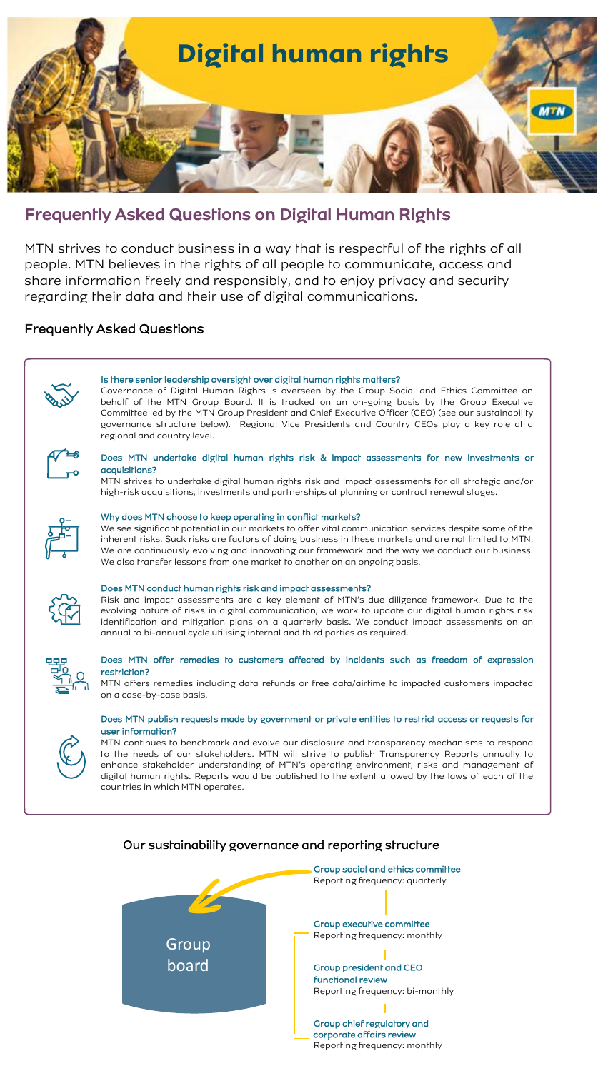# Digital human rights

## Frequently Asked Questions on Digital Human Rights

MTN strives to conduct business in a way that is respectful of the rights of all people. MTN believes in the rights of all people to communicate, access and share information freely and responsibly, and to enjoy privacy and security regarding their data and their use of digital communications.

### Frequently Asked Questions

**Is there senior leadership oversight over digital human rights matters?**

Governance of Digital Human Rights is overseen by the Group Social and Ethics Committee on behalf of the MTN Group Board. It is tracked on an on-going basis by the Group Executive Committee led by the MTN Group President and Chief Executive Officer (CEO) (see our sustainability governance structure below). Regional Vice Presidents and Country CEOs play a key role at a regional and country level.

**Does MTN undertake digital human rights risk & impact assessments for new investments or acquisitions?**

MTN strives to undertake digital human rights risk and impact assessments for all strategic and/or high-risk acquisitions, investments and partnerships at planning or contract renewal stages.

**Why does MTN choose to keep operating in conflict markets?**

We see significant potential in our markets to offer vital communication services despite some of the inherent risks. Suck risks are factors of doing business in these markets and are not limited to MTN. We are continuously evolving and innovating our framework and the way we conduct our business. We also transfer lessons from one market to another on an ongoing basis.

**Does MTN conduct human rights risk and impact assessments?**

Risk and impact assessments are a key element of MTN's due diligence framework. Due to the evolving nature of risks in digital communication, we work to update our digital human rights risk identification and mitigation plans on a quarterly basis. We conduct impact assessments on an annual to bi-annual cycle utilising internal and third parties as required.

**Does MTN offer remedies to customers affected by incidents such as freedom of expression restriction?**

MTN offers remedies including data refunds or free data/airtime to impacted customers impacted on a case-by-case basis.

**Does MTN publish requests made by government or private entities to restrict access or requests for user information?**

MTN continues to benchmark and evolve our disclosure and transparency mechanisms to respond to the needs of our stakeholders. MTN will strive to publish Transparency Reports annually to enhance stakeholder understanding of MTN's operating environment, risks and management of digital human rights. Reports would be published to the extent allowed by the laws of each of the countries in which MTN operates.

### Our sustainability governance and reporting structure

Group board

**Group social and ethics committee**
Reporting frequency: quarterly

**Group executive committee**
Reporting frequency: monthly

**Group president and CEO functional review**
Reporting frequency: bi-monthly

**Group chief regulatory and corporate affairs review**
Reporting frequency: monthly